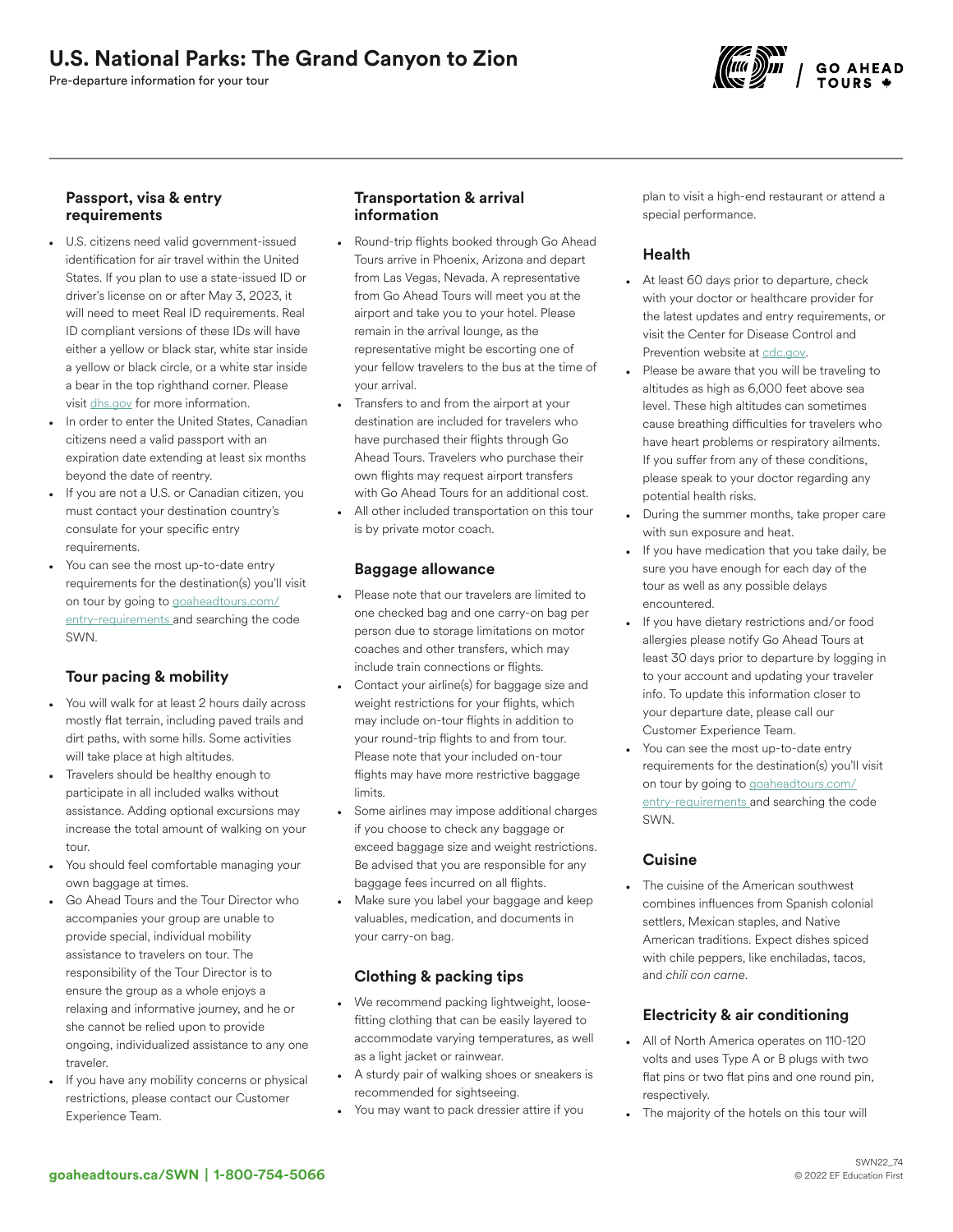# U.S. National Parks: The Grand Canyon to Zion

Pre-departure information for your tour

## Passport, visa & entry requirements

- U.S. citizens need valid government-issued identification for air travel within the United States. If you plan to use a state-issued ID or driver's license on or after May 3, 2023, it will need to meet Real ID requirements. Real ID compliant versions of these IDs will have either a yellow or black star, white star inside a yellow or black circle, or a white star inside a bear in the top righthand corner. Please visit dhs.gov for more information.
- In order to enter the United States, Canadian citizens need a valid passport with an expiration date extending at least six months beyond the date of reentry.
- If you are not a U.S. or Canadian citizen, you must contact your destination country's consulate for your specific entry requirements.
- You can see the most up-to-date entry requirements for the destination(s) you'll visit on tour by going to goaheadtours.com/entry-requirements and searching the code SWN.

## Tour pacing & mobility

- You will walk for at least 2 hours daily across mostly flat terrain, including paved trails and dirt paths, with some hills. Some activities will take place at high altitudes.
- Travelers should be healthy enough to participate in all included walks without assistance. Adding optional excursions may increase the total amount of walking on your tour.
- You should feel comfortable managing your own baggage at times.
- Go Ahead Tours and the Tour Director who accompanies your group are unable to provide special, individual mobility assistance to travelers on tour. The responsibility of the Tour Director is to ensure the group as a whole enjoys a relaxing and informative journey, and he or she cannot be relied upon to provide ongoing, individualized assistance to any one traveler.
- If you have any mobility concerns or physical restrictions, please contact our Customer Experience Team.

## Transportation & arrival information

- Round-trip flights booked through Go Ahead Tours arrive in Phoenix, Arizona and depart from Las Vegas, Nevada. A representative from Go Ahead Tours will meet you at the airport and take you to your hotel. Please remain in the arrival lounge, as the representative might be escorting one of your fellow travelers to the bus at the time of your arrival.
- Transfers to and from the airport at your destination are included for travelers who have purchased their flights through Go Ahead Tours. Travelers who purchase their own flights may request airport transfers with Go Ahead Tours for an additional cost.
- All other included transportation on this tour is by private motor coach.

## Baggage allowance

- Please note that our travelers are limited to one checked bag and one carry-on bag per person due to storage limitations on motor coaches and other transfers, which may include train connections or flights.
- Contact your airline(s) for baggage size and weight restrictions for your flights, which may include on-tour flights in addition to your round-trip flights to and from tour. Please note that your included on-tour flights may have more restrictive baggage limits.
- Some airlines may impose additional charges if you choose to check any baggage or exceed baggage size and weight restrictions. Be advised that you are responsible for any baggage fees incurred on all flights.
- Make sure you label your baggage and keep valuables, medication, and documents in your carry-on bag.

## Clothing & packing tips

- We recommend packing lightweight, loose-fitting clothing that can be easily layered to accommodate varying temperatures, as well as a light jacket or rainwear.
- A sturdy pair of walking shoes or sneakers is recommended for sightseeing.
- You may want to pack dressier attire if you plan to visit a high-end restaurant or attend a special performance.

## Health

- At least 60 days prior to departure, check with your doctor or healthcare provider for the latest updates and entry requirements, or visit the Center for Disease Control and Prevention website at cdc.gov.
- Please be aware that you will be traveling to altitudes as high as 6,000 feet above sea level. These high altitudes can sometimes cause breathing difficulties for travelers who have heart problems or respiratory ailments. If you suffer from any of these conditions, please speak to your doctor regarding any potential health risks.
- During the summer months, take proper care with sun exposure and heat.
- If you have medication that you take daily, be sure you have enough for each day of the tour as well as any possible delays encountered.
- If you have dietary restrictions and/or food allergies please notify Go Ahead Tours at least 30 days prior to departure by logging in to your account and updating your traveler info. To update this information closer to your departure date, please call our Customer Experience Team.
- You can see the most up-to-date entry requirements for the destination(s) you'll visit on tour by going to goaheadtours.com/entry-requirements and searching the code SWN.

## Cuisine

- The cuisine of the American southwest combines influences from Spanish colonial settlers, Mexican staples, and Native American traditions. Expect dishes spiced with chile peppers, like enchiladas, tacos, and *chili con carne*.

## Electricity & air conditioning

- All of North America operates on 110-120 volts and uses Type A or B plugs with two flat pins or two flat pins and one round pin, respectively.
- The majority of the hotels on this tour will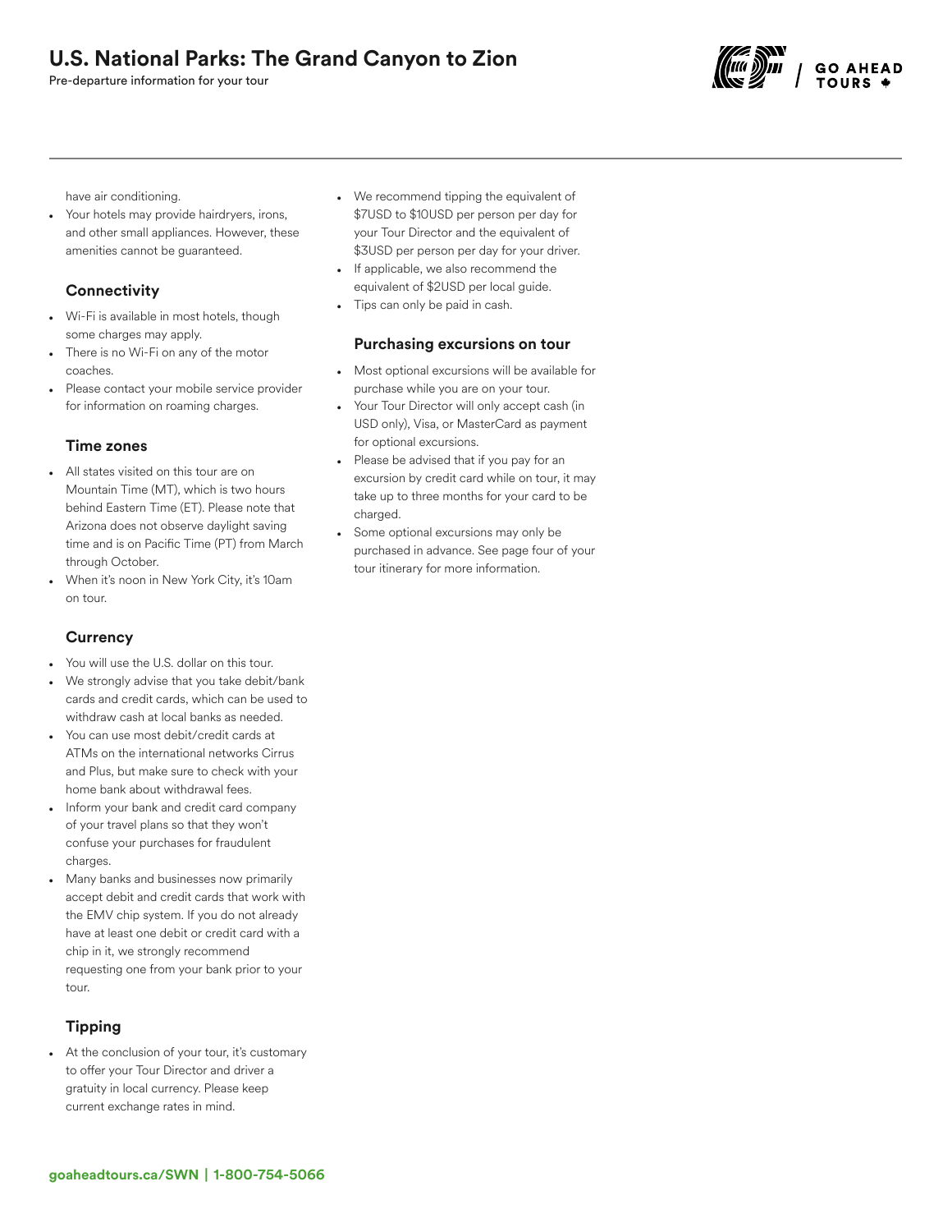have air conditioning.

- Your hotels may provide hairdryers, irons, and other small appliances. However, these amenities cannot be guaranteed.

### Connectivity

- Wi-Fi is available in most hotels, though some charges may apply.
- There is no Wi-Fi on any of the motor coaches.
- Please contact your mobile service provider for information on roaming charges.

### Time zones

- All states visited on this tour are on Mountain Time (MT), which is two hours behind Eastern Time (ET). Please note that Arizona does not observe daylight saving time and is on Pacific Time (PT) from March through October.
- When it's noon in New York City, it's 10am on tour.

### Currency

- You will use the U.S. dollar on this tour.
- We strongly advise that you take debit/bank cards and credit cards, which can be used to withdraw cash at local banks as needed.
- You can use most debit/credit cards at ATMs on the international networks Cirrus and Plus, but make sure to check with your home bank about withdrawal fees.
- Inform your bank and credit card company of your travel plans so that they won't confuse your purchases for fraudulent charges.
- Many banks and businesses now primarily accept debit and credit cards that work with the EMV chip system. If you do not already have at least one debit or credit card with a chip in it, we strongly recommend requesting one from your bank prior to your tour.

### Tipping

- At the conclusion of your tour, it's customary to offer your Tour Director and driver a gratuity in local currency. Please keep current exchange rates in mind.
- We recommend tipping the equivalent of $7USD to $10USD per person per day for your Tour Director and the equivalent of $3USD per person per day for your driver.
- If applicable, we also recommend the equivalent of $2USD per local guide.
- Tips can only be paid in cash.

### Purchasing excursions on tour

- Most optional excursions will be available for purchase while you are on your tour.
- Your Tour Director will only accept cash (in USD only), Visa, or MasterCard as payment for optional excursions.
- Please be advised that if you pay for an excursion by credit card while on tour, it may take up to three months for your card to be charged.
- Some optional excursions may only be purchased in advance. See page four of your tour itinerary for more information.